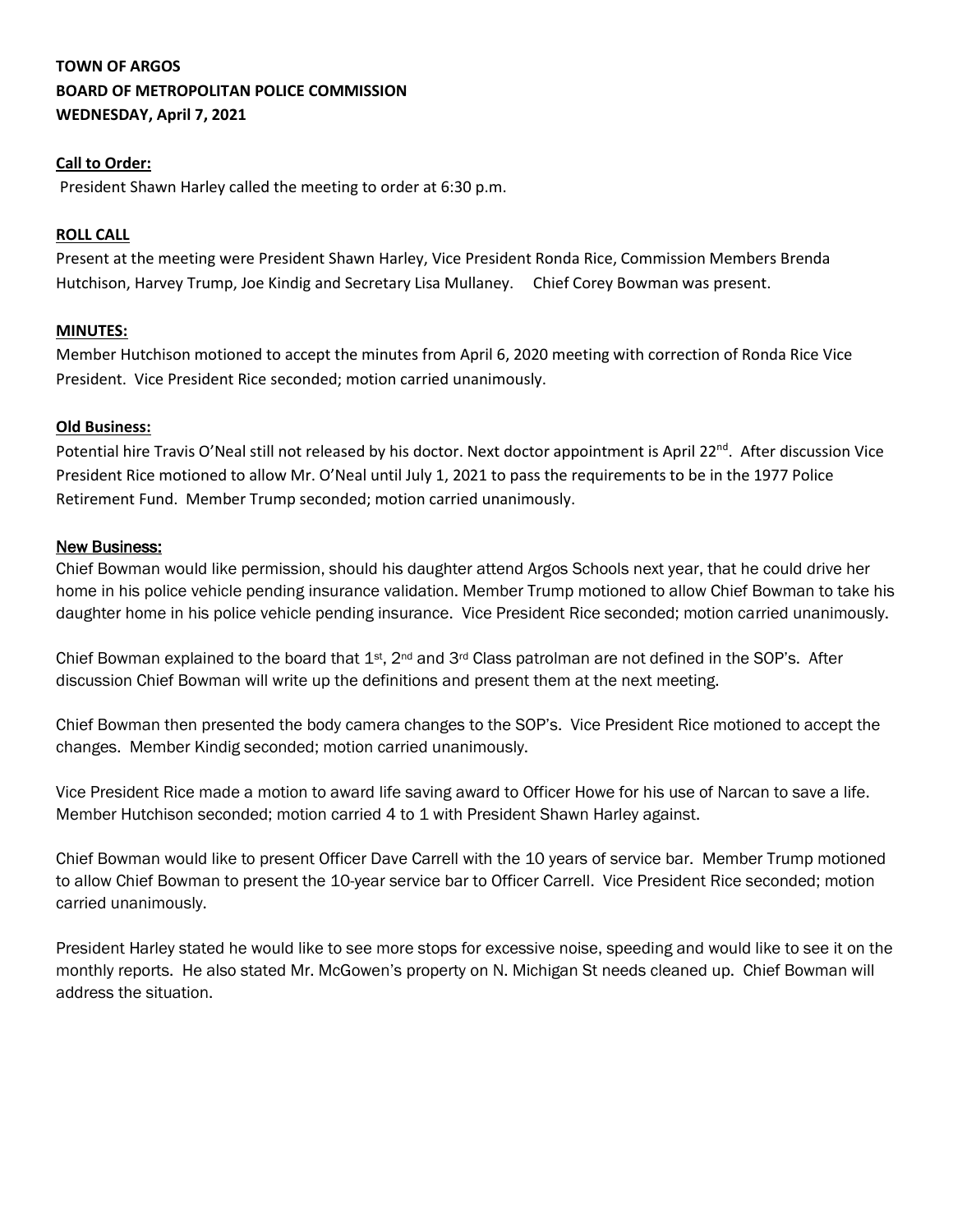**TOWN OF ARGOS**
**BOARD OF METROPOLITAN POLICE COMMISSION**
**WEDNESDAY, April 7, 2021**

**Call to Order:**

President Shawn Harley called the meeting to order at 6:30 p.m.

**ROLL CALL**

Present at the meeting were President Shawn Harley, Vice President Ronda Rice, Commission Members Brenda Hutchison, Harvey Trump, Joe Kindig and Secretary Lisa Mullaney. Chief Corey Bowman was present.

**MINUTES:**

Member Hutchison motioned to accept the minutes from April 6, 2020 meeting with correction of Ronda Rice Vice President. Vice President Rice seconded; motion carried unanimously.

**Old Business:**

Potential hire Travis O'Neal still not released by his doctor. Next doctor appointment is April 22nd. After discussion Vice President Rice motioned to allow Mr. O'Neal until July 1, 2021 to pass the requirements to be in the 1977 Police Retirement Fund. Member Trump seconded; motion carried unanimously.

**New Business:**

Chief Bowman would like permission, should his daughter attend Argos Schools next year, that he could drive her home in his police vehicle pending insurance validation. Member Trump motioned to allow Chief Bowman to take his daughter home in his police vehicle pending insurance. Vice President Rice seconded; motion carried unanimously.

Chief Bowman explained to the board that 1st, 2nd and 3rd Class patrolman are not defined in the SOP's. After discussion Chief Bowman will write up the definitions and present them at the next meeting.

Chief Bowman then presented the body camera changes to the SOP's. Vice President Rice motioned to accept the changes. Member Kindig seconded; motion carried unanimously.

Vice President Rice made a motion to award life saving award to Officer Howe for his use of Narcan to save a life. Member Hutchison seconded; motion carried 4 to 1 with President Shawn Harley against.

Chief Bowman would like to present Officer Dave Carrell with the 10 years of service bar. Member Trump motioned to allow Chief Bowman to present the 10-year service bar to Officer Carrell. Vice President Rice seconded; motion carried unanimously.

President Harley stated he would like to see more stops for excessive noise, speeding and would like to see it on the monthly reports. He also stated Mr. McGowen's property on N. Michigan St needs cleaned up. Chief Bowman will address the situation.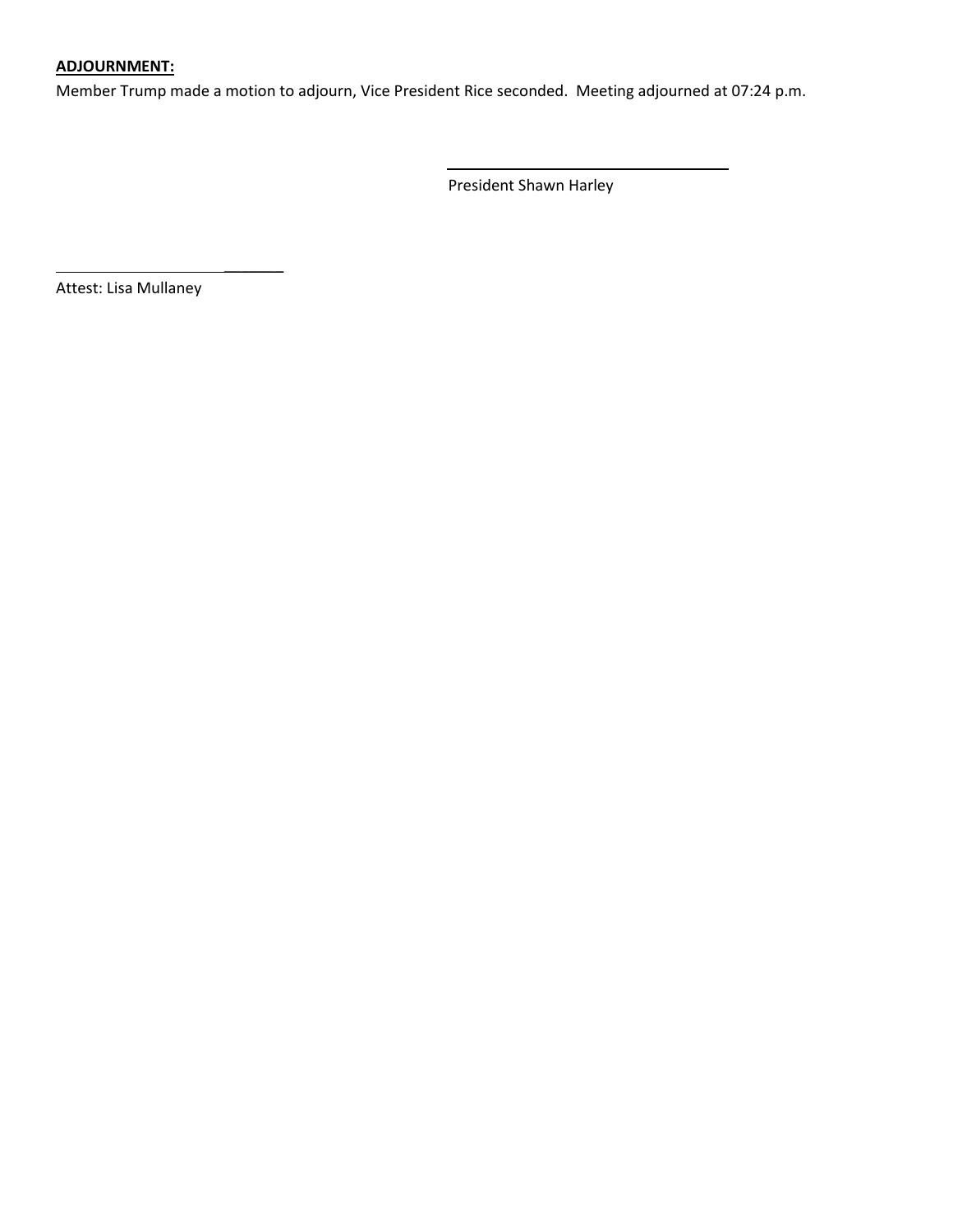**ADJOURNMENT:**

Member Trump made a motion to adjourn, Vice President Rice seconded. Meeting adjourned at 07:24 p.m.

_______________________________
President Shawn Harley

_______________________________
Attest: Lisa Mullaney